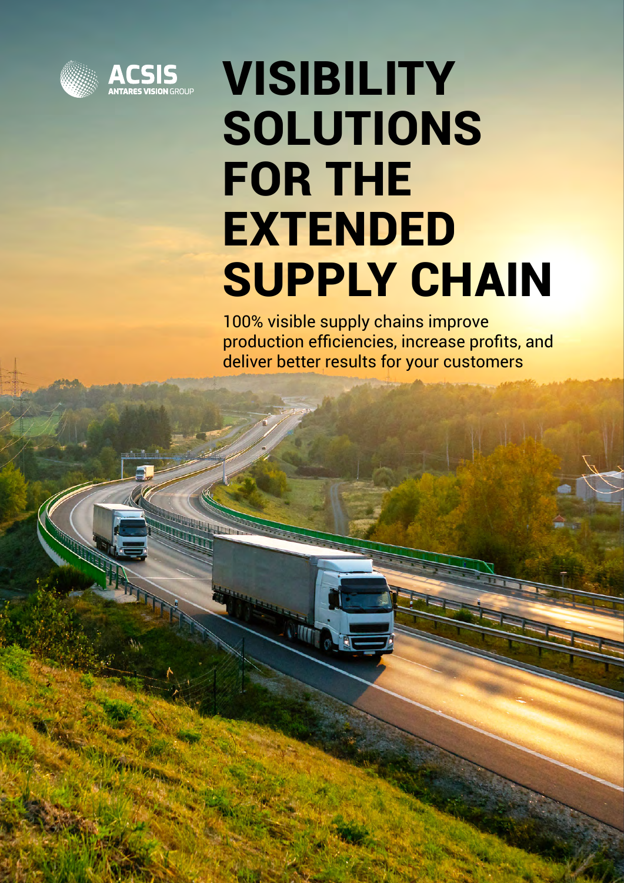ACSIS
ANTARES VISION GROUP

# VISIBILITY SOLUTIONS FOR THE EXTENDED SUPPLY CHAIN

100% visible supply chains improve production efficiencies, increase profits, and deliver better results for your customers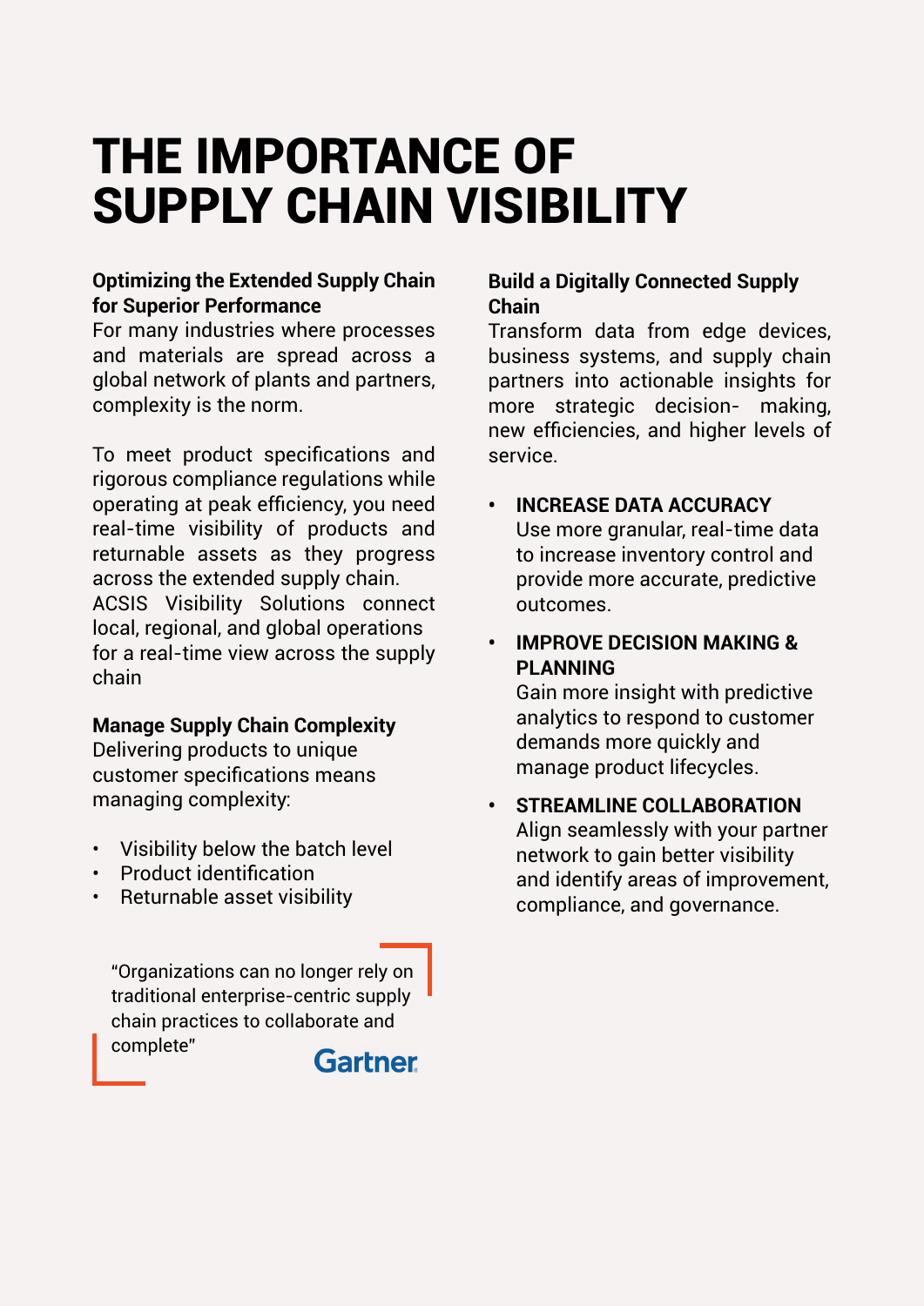# THE IMPORTANCE OF SUPPLY CHAIN VISIBILITY

**Optimizing the Extended Supply Chain for Superior Performance**

For many industries where processes and materials are spread across a global network of plants and partners, complexity is the norm.

To meet product specifications and rigorous compliance regulations while operating at peak efficiency, you need real-time visibility of products and returnable assets as they progress across the extended supply chain. ACSIS Visibility Solutions connect local, regional, and global operations for a real-time view across the supply chain

**Manage Supply Chain Complexity**

Delivering products to unique customer specifications means managing complexity:

- Visibility below the batch level
- Product identification
- Returnable asset visibility

> "Organizations can no longer rely on traditional enterprise-centric supply chain practices to collaborate and complete"
>
> Gartner

**Build a Digitally Connected Supply Chain**

Transform data from edge devices, business systems, and supply chain partners into actionable insights for more strategic decision- making, new efficiencies, and higher levels of service.

- **INCREASE DATA ACCURACY**
  Use more granular, real-time data to increase inventory control and provide more accurate, predictive outcomes.
- **IMPROVE DECISION MAKING & PLANNING**
  Gain more insight with predictive analytics to respond to customer demands more quickly and manage product lifecycles.
- **STREAMLINE COLLABORATION**
  Align seamlessly with your partner network to gain better visibility and identify areas of improvement, compliance, and governance.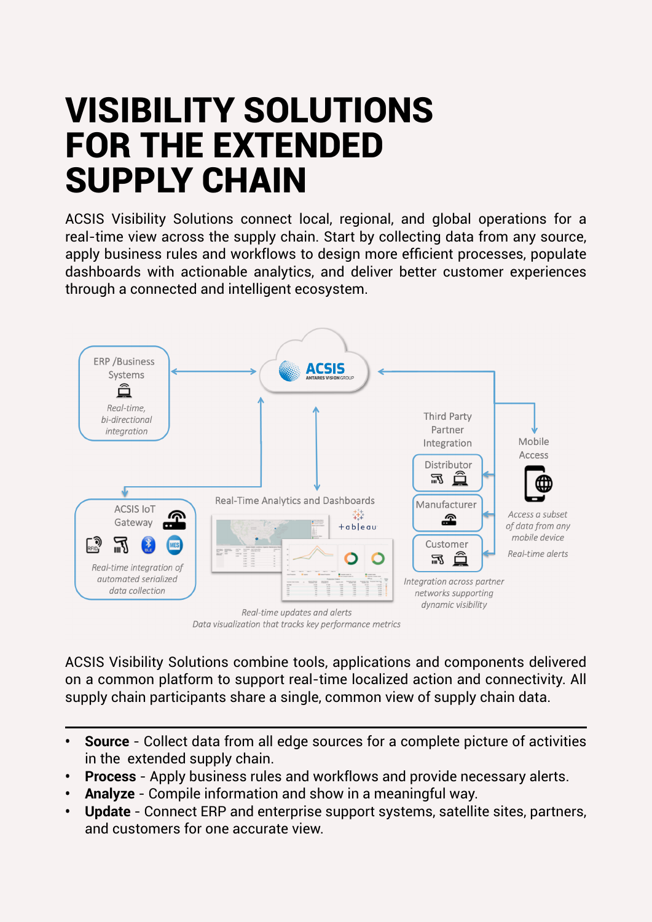# VISIBILITY SOLUTIONS FOR THE EXTENDED SUPPLY CHAIN

ACSIS Visibility Solutions connect local, regional, and global operations for a real-time view across the supply chain. Start by collecting data from any source, apply business rules and workflows to design more efficient processes, populate dashboards with actionable analytics, and deliver better customer experiences through a connected and intelligent ecosystem.

ERP /Business Systems

*Real-time, bi-directional integration*

ACSIS ANTARES VISION GROUP

Third Party Partner Integration

Distributor

Manufacturer

Customer

*Integration across partner networks supporting dynamic visibility*

Mobile Access

*Access a subset of data from any mobile device*

*Real-time alerts*

ACSIS IoT Gateway

*Real-time integration of automated serialized data collection*

Real-Time Analytics and Dashboards

*Real-time updates and alerts*
*Data visualization that tracks key performance metrics*

ACSIS Visibility Solutions combine tools, applications and components delivered on a common platform to support real-time localized action and connectivity. All supply chain participants share a single, common view of supply chain data.

---

- **Source** - Collect data from all edge sources for a complete picture of activities in the extended supply chain.
- **Process** - Apply business rules and workflows and provide necessary alerts.
- **Analyze** - Compile information and show in a meaningful way.
- **Update** - Connect ERP and enterprise support systems, satellite sites, partners, and customers for one accurate view.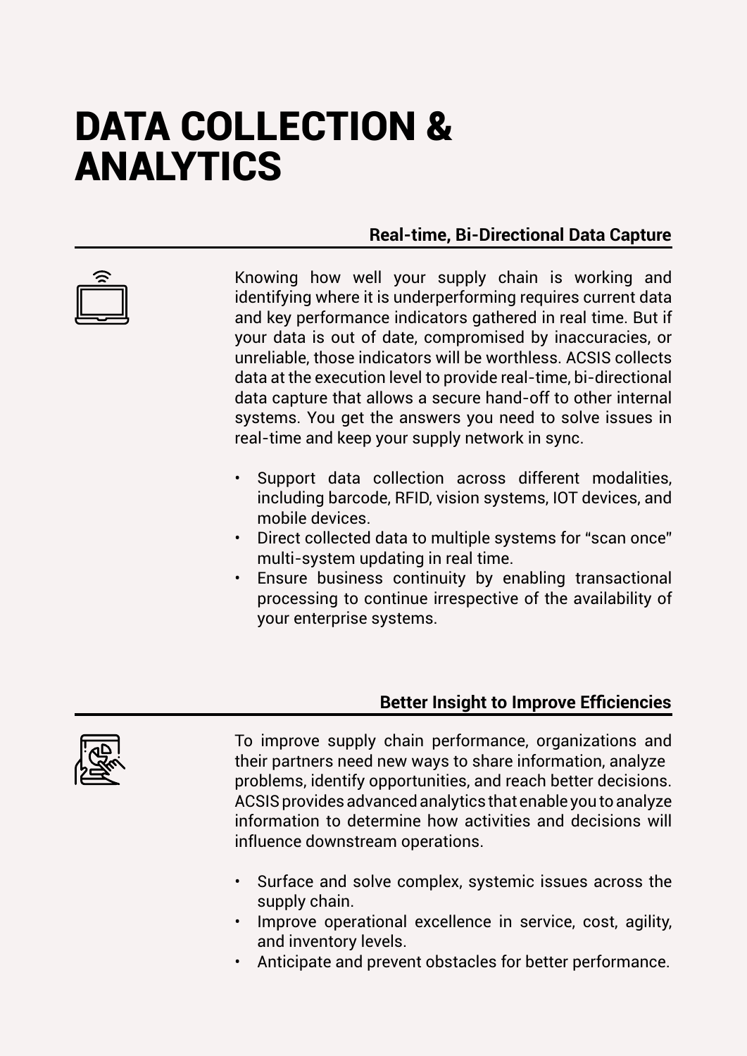# DATA COLLECTION & ANALYTICS

## Real-time, Bi-Directional Data Capture

Knowing how well your supply chain is working and identifying where it is underperforming requires current data and key performance indicators gathered in real time. But if your data is out of date, compromised by inaccuracies, or unreliable, those indicators will be worthless. ACSIS collects data at the execution level to provide real-time, bi-directional data capture that allows a secure hand-off to other internal systems. You get the answers you need to solve issues in real-time and keep your supply network in sync.

- Support data collection across different modalities, including barcode, RFID, vision systems, IOT devices, and mobile devices.
- Direct collected data to multiple systems for "scan once" multi-system updating in real time.
- Ensure business continuity by enabling transactional processing to continue irrespective of the availability of your enterprise systems.

## Better Insight to Improve Efficiencies

To improve supply chain performance, organizations and their partners need new ways to share information, analyze problems, identify opportunities, and reach better decisions. ACSIS provides advanced analytics that enable you to analyze information to determine how activities and decisions will influence downstream operations.

- Surface and solve complex, systemic issues across the supply chain.
- Improve operational excellence in service, cost, agility, and inventory levels.
- Anticipate and prevent obstacles for better performance.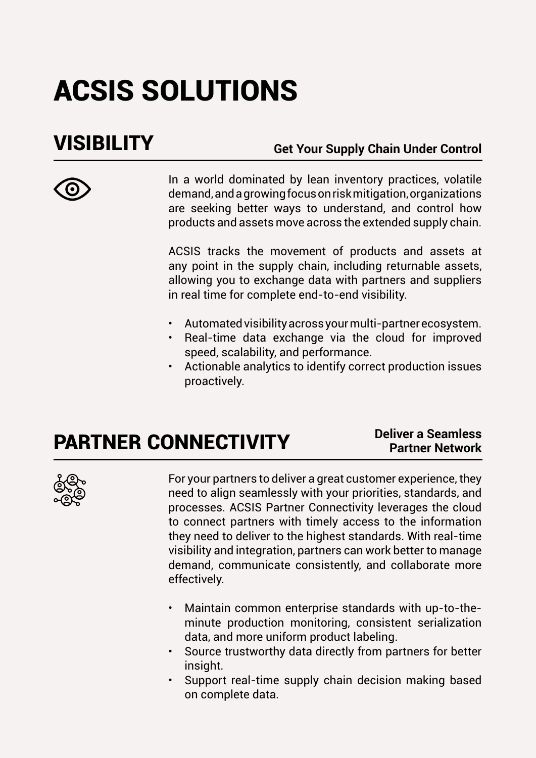# ACSIS SOLUTIONS

## VISIBILITY

**Get Your Supply Chain Under Control**

In a world dominated by lean inventory practices, volatile demand, and a growing focus on risk mitigation, organizations are seeking better ways to understand, and control how products and assets move across the extended supply chain.

ACSIS tracks the movement of products and assets at any point in the supply chain, including returnable assets, allowing you to exchange data with partners and suppliers in real time for complete end-to-end visibility.

- Automated visibility across your multi-partner ecosystem.
- Real-time data exchange via the cloud for improved speed, scalability, and performance.
- Actionable analytics to identify correct production issues proactively.

## PARTNER CONNECTIVITY

**Deliver a Seamless Partner Network**

For your partners to deliver a great customer experience, they need to align seamlessly with your priorities, standards, and processes. ACSIS Partner Connectivity leverages the cloud to connect partners with timely access to the information they need to deliver to the highest standards. With real-time visibility and integration, partners can work better to manage demand, communicate consistently, and collaborate more effectively.

- Maintain common enterprise standards with up-to-the-minute production monitoring, consistent serialization data, and more uniform product labeling.
- Source trustworthy data directly from partners for better insight.
- Support real-time supply chain decision making based on complete data.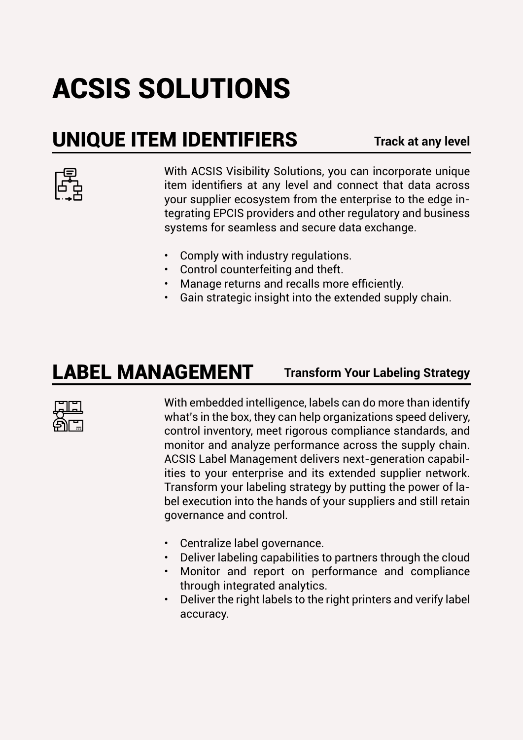# ACSIS SOLUTIONS

## UNIQUE ITEM IDENTIFIERS

**Track at any level**

With ACSIS Visibility Solutions, you can incorporate unique item identifiers at any level and connect that data across your supplier ecosystem from the enterprise to the edge integrating EPCIS providers and other regulatory and business systems for seamless and secure data exchange.

- Comply with industry regulations.
- Control counterfeiting and theft.
- Manage returns and recalls more efficiently.
- Gain strategic insight into the extended supply chain.

## LABEL MANAGEMENT

**Transform Your Labeling Strategy**

With embedded intelligence, labels can do more than identify what's in the box, they can help organizations speed delivery, control inventory, meet rigorous compliance standards, and monitor and analyze performance across the supply chain. ACSIS Label Management delivers next-generation capabilities to your enterprise and its extended supplier network. Transform your labeling strategy by putting the power of label execution into the hands of your suppliers and still retain governance and control.

- Centralize label governance.
- Deliver labeling capabilities to partners through the cloud
- Monitor and report on performance and compliance through integrated analytics.
- Deliver the right labels to the right printers and verify label accuracy.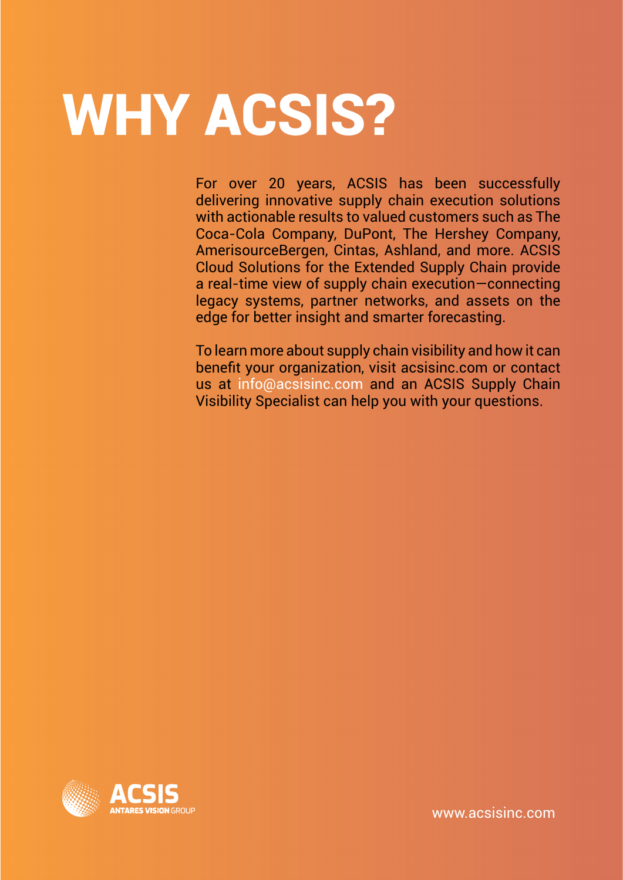# WHY ACSIS?

For over 20 years, ACSIS has been successfully delivering innovative supply chain execution solutions with actionable results to valued customers such as The Coca-Cola Company, DuPont, The Hershey Company, AmerisourceBergen, Cintas, Ashland, and more. ACSIS Cloud Solutions for the Extended Supply Chain provide a real-time view of supply chain execution—connecting legacy systems, partner networks, and assets on the edge for better insight and smarter forecasting.

To learn more about supply chain visibility and how it can benefit your organization, visit acsisinc.com or contact us at info@acsisinc.com and an ACSIS Supply Chain Visibility Specialist can help you with your questions.

ACSIS
ANTARES VISION GROUP

www.acsisinc.com